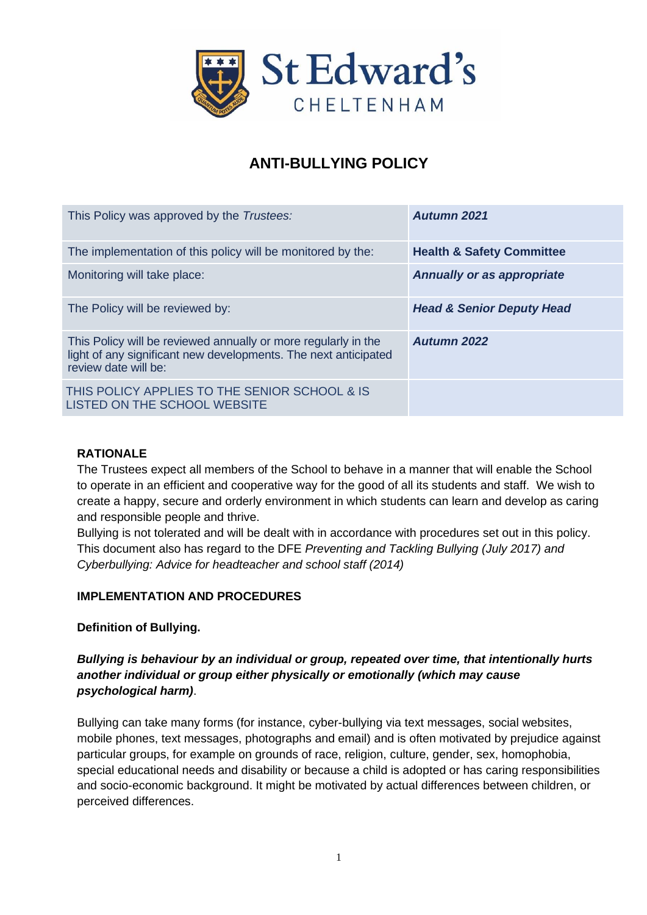St Edward's CHELTENHAM

# ANTI-BULLYING POLICY

| This Policy was approved by the *Trustees:* | ***Autumn 2021*** |
|---|---|
| The implementation of this policy will be monitored by the: | **Health & Safety Committee** |
| Monitoring will take place: | ***Annually or as appropriate*** |
| The Policy will be reviewed by: | ***Head & Senior Deputy Head*** |
| This Policy will be reviewed annually or more regularly in the light of any significant new developments. The next anticipated review date will be: | ***Autumn 2022*** |
| THIS POLICY APPLIES TO THE SENIOR SCHOOL & IS LISTED ON THE SCHOOL WEBSITE | |

## RATIONALE

The Trustees expect all members of the School to behave in a manner that will enable the School to operate in an efficient and cooperative way for the good of all its students and staff. We wish to create a happy, secure and orderly environment in which students can learn and develop as caring and responsible people and thrive.

Bullying is not tolerated and will be dealt with in accordance with procedures set out in this policy. This document also has regard to the DFE *Preventing and Tackling Bullying (July 2017) and Cyberbullying: Advice for headteacher and school staff (2014)*

## IMPLEMENTATION AND PROCEDURES

### Definition of Bullying.

***Bullying is behaviour by an individual or group, repeated over time, that intentionally hurts another individual or group either physically or emotionally (which may cause psychological harm)***.

Bullying can take many forms (for instance, cyber-bullying via text messages, social websites, mobile phones, text messages, photographs and email) and is often motivated by prejudice against particular groups, for example on grounds of race, religion, culture, gender, sex, homophobia, special educational needs and disability or because a child is adopted or has caring responsibilities and socio-economic background. It might be motivated by actual differences between children, or perceived differences.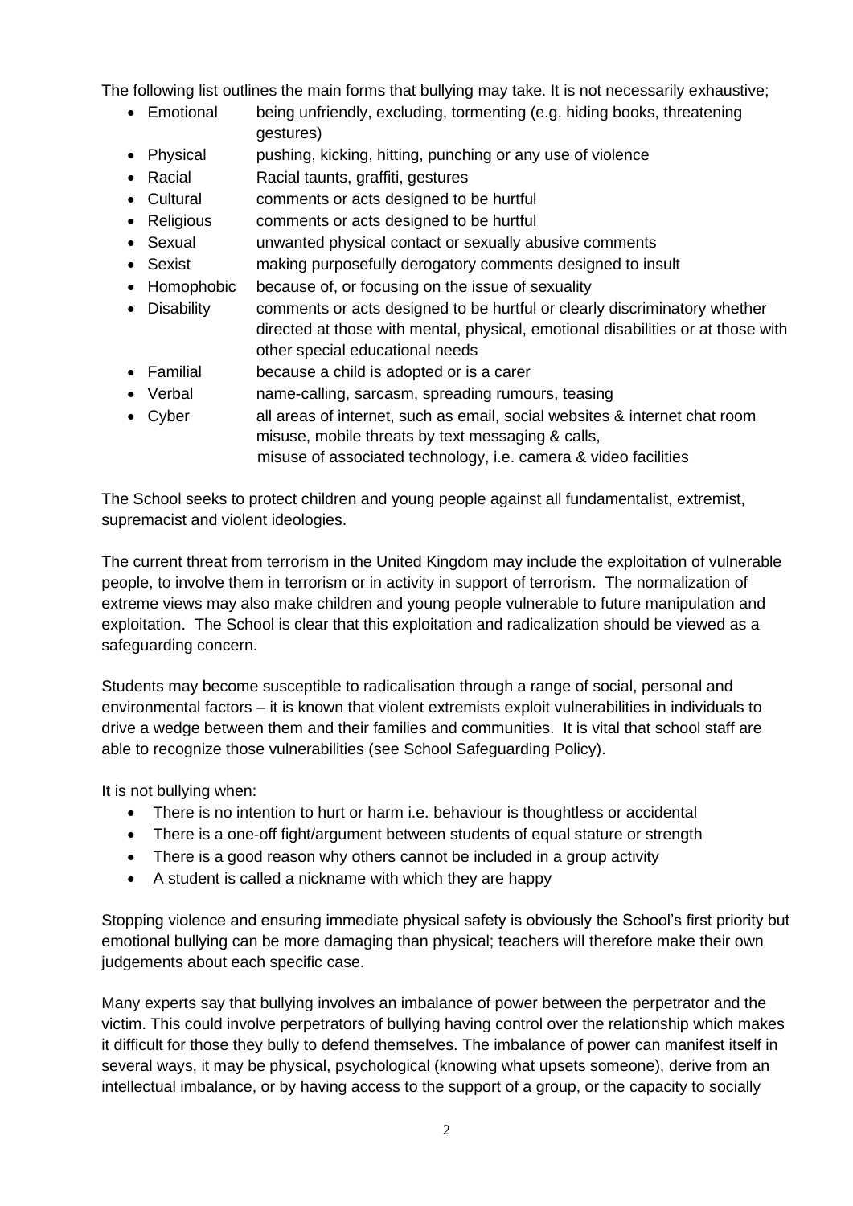The following list outlines the main forms that bullying may take. It is not necessarily exhaustive;

- Emotional being unfriendly, excluding, tormenting (e.g. hiding books, threatening gestures)
- Physical pushing, kicking, hitting, punching or any use of violence
- Racial Racial taunts, graffiti, gestures
- Cultural comments or acts designed to be hurtful
- Religious comments or acts designed to be hurtful
- Sexual unwanted physical contact or sexually abusive comments
- Sexist making purposefully derogatory comments designed to insult
- Homophobic because of, or focusing on the issue of sexuality
- Disability comments or acts designed to be hurtful or clearly discriminatory whether directed at those with mental, physical, emotional disabilities or at those with other special educational needs
- Familial because a child is adopted or is a carer
- Verbal name-calling, sarcasm, spreading rumours, teasing
- Cyber all areas of internet, such as email, social websites & internet chat room misuse, mobile threats by text messaging & calls, misuse of associated technology, i.e. camera & video facilities

The School seeks to protect children and young people against all fundamentalist, extremist, supremacist and violent ideologies.

The current threat from terrorism in the United Kingdom may include the exploitation of vulnerable people, to involve them in terrorism or in activity in support of terrorism. The normalization of extreme views may also make children and young people vulnerable to future manipulation and exploitation. The School is clear that this exploitation and radicalization should be viewed as a safeguarding concern.

Students may become susceptible to radicalisation through a range of social, personal and environmental factors – it is known that violent extremists exploit vulnerabilities in individuals to drive a wedge between them and their families and communities. It is vital that school staff are able to recognize those vulnerabilities (see School Safeguarding Policy).

It is not bullying when:

- There is no intention to hurt or harm i.e. behaviour is thoughtless or accidental
- There is a one-off fight/argument between students of equal stature or strength
- There is a good reason why others cannot be included in a group activity
- A student is called a nickname with which they are happy

Stopping violence and ensuring immediate physical safety is obviously the School's first priority but emotional bullying can be more damaging than physical; teachers will therefore make their own judgements about each specific case.

Many experts say that bullying involves an imbalance of power between the perpetrator and the victim. This could involve perpetrators of bullying having control over the relationship which makes it difficult for those they bully to defend themselves. The imbalance of power can manifest itself in several ways, it may be physical, psychological (knowing what upsets someone), derive from an intellectual imbalance, or by having access to the support of a group, or the capacity to socially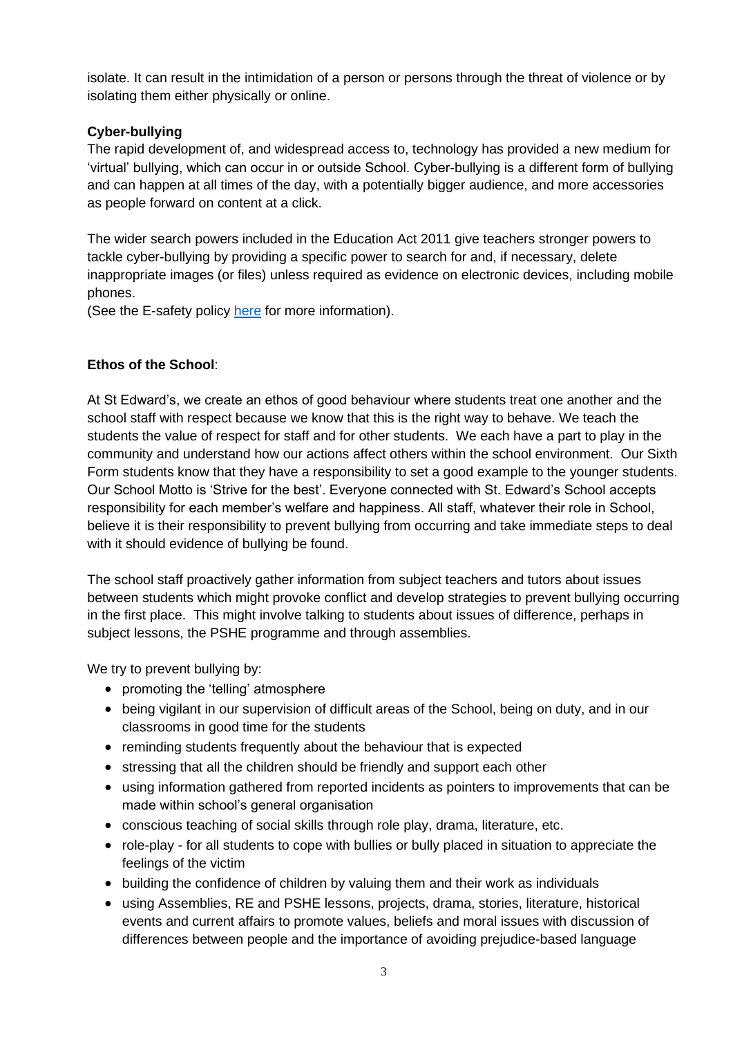isolate. It can result in the intimidation of a person or persons through the threat of violence or by isolating them either physically or online.

**Cyber-bullying**

The rapid development of, and widespread access to, technology has provided a new medium for 'virtual' bullying, which can occur in or outside School. Cyber-bullying is a different form of bullying and can happen at all times of the day, with a potentially bigger audience, and more accessories as people forward on content at a click.

The wider search powers included in the Education Act 2011 give teachers stronger powers to tackle cyber-bullying by providing a specific power to search for and, if necessary, delete inappropriate images (or files) unless required as evidence on electronic devices, including mobile phones.

(See the E-safety policy here for more information).

**Ethos of the School**:

At St Edward's, we create an ethos of good behaviour where students treat one another and the school staff with respect because we know that this is the right way to behave. We teach the students the value of respect for staff and for other students. We each have a part to play in the community and understand how our actions affect others within the school environment. Our Sixth Form students know that they have a responsibility to set a good example to the younger students. Our School Motto is 'Strive for the best'. Everyone connected with St. Edward's School accepts responsibility for each member's welfare and happiness. All staff, whatever their role in School, believe it is their responsibility to prevent bullying from occurring and take immediate steps to deal with it should evidence of bullying be found.

The school staff proactively gather information from subject teachers and tutors about issues between students which might provoke conflict and develop strategies to prevent bullying occurring in the first place. This might involve talking to students about issues of difference, perhaps in subject lessons, the PSHE programme and through assemblies.

We try to prevent bullying by:

- promoting the 'telling' atmosphere
- being vigilant in our supervision of difficult areas of the School, being on duty, and in our classrooms in good time for the students
- reminding students frequently about the behaviour that is expected
- stressing that all the children should be friendly and support each other
- using information gathered from reported incidents as pointers to improvements that can be made within school's general organisation
- conscious teaching of social skills through role play, drama, literature, etc.
- role-play - for all students to cope with bullies or bully placed in situation to appreciate the feelings of the victim
- building the confidence of children by valuing them and their work as individuals
- using Assemblies, RE and PSHE lessons, projects, drama, stories, literature, historical events and current affairs to promote values, beliefs and moral issues with discussion of differences between people and the importance of avoiding prejudice-based language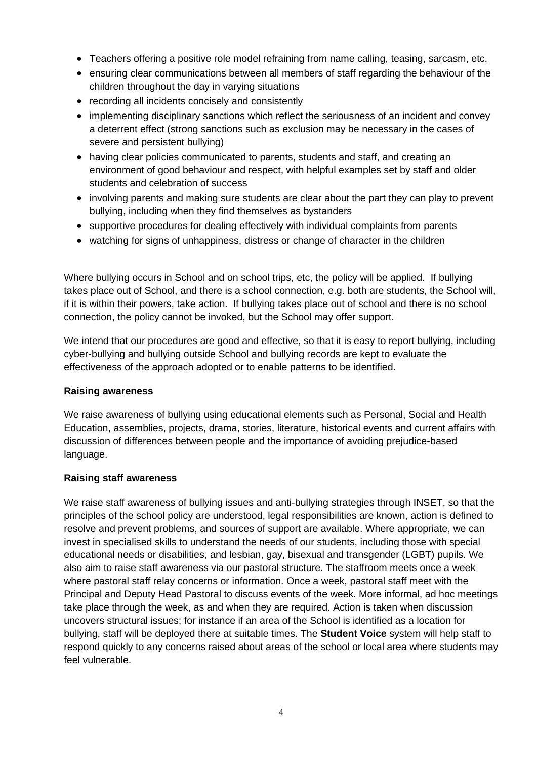- Teachers offering a positive role model refraining from name calling, teasing, sarcasm, etc.
- ensuring clear communications between all members of staff regarding the behaviour of the children throughout the day in varying situations
- recording all incidents concisely and consistently
- implementing disciplinary sanctions which reflect the seriousness of an incident and convey a deterrent effect (strong sanctions such as exclusion may be necessary in the cases of severe and persistent bullying)
- having clear policies communicated to parents, students and staff, and creating an environment of good behaviour and respect, with helpful examples set by staff and older students and celebration of success
- involving parents and making sure students are clear about the part they can play to prevent bullying, including when they find themselves as bystanders
- supportive procedures for dealing effectively with individual complaints from parents
- watching for signs of unhappiness, distress or change of character in the children

Where bullying occurs in School and on school trips, etc, the policy will be applied. If bullying takes place out of School, and there is a school connection, e.g. both are students, the School will, if it is within their powers, take action. If bullying takes place out of school and there is no school connection, the policy cannot be invoked, but the School may offer support.

We intend that our procedures are good and effective, so that it is easy to report bullying, including cyber-bullying and bullying outside School and bullying records are kept to evaluate the effectiveness of the approach adopted or to enable patterns to be identified.

**Raising awareness**

We raise awareness of bullying using educational elements such as Personal, Social and Health Education, assemblies, projects, drama, stories, literature, historical events and current affairs with discussion of differences between people and the importance of avoiding prejudice-based language.

**Raising staff awareness**

We raise staff awareness of bullying issues and anti-bullying strategies through INSET, so that the principles of the school policy are understood, legal responsibilities are known, action is defined to resolve and prevent problems, and sources of support are available. Where appropriate, we can invest in specialised skills to understand the needs of our students, including those with special educational needs or disabilities, and lesbian, gay, bisexual and transgender (LGBT) pupils. We also aim to raise staff awareness via our pastoral structure. The staffroom meets once a week where pastoral staff relay concerns or information. Once a week, pastoral staff meet with the Principal and Deputy Head Pastoral to discuss events of the week. More informal, ad hoc meetings take place through the week, as and when they are required. Action is taken when discussion uncovers structural issues; for instance if an area of the School is identified as a location for bullying, staff will be deployed there at suitable times. The **Student Voice** system will help staff to respond quickly to any concerns raised about areas of the school or local area where students may feel vulnerable.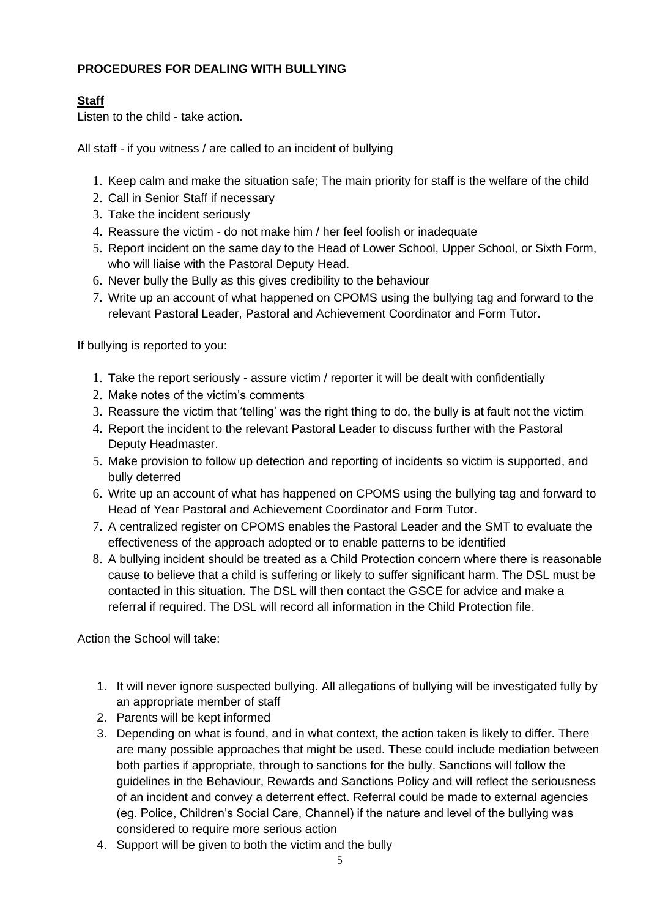**PROCEDURES FOR DEALING WITH BULLYING**

**Staff**

Listen to the child - take action.

All staff - if you witness / are called to an incident of bullying

1. Keep calm and make the situation safe; The main priority for staff is the welfare of the child
2. Call in Senior Staff if necessary
3. Take the incident seriously
4. Reassure the victim - do not make him / her feel foolish or inadequate
5. Report incident on the same day to the Head of Lower School, Upper School, or Sixth Form, who will liaise with the Pastoral Deputy Head.
6. Never bully the Bully as this gives credibility to the behaviour
7. Write up an account of what happened on CPOMS using the bullying tag and forward to the relevant Pastoral Leader, Pastoral and Achievement Coordinator and Form Tutor.

If bullying is reported to you:

1. Take the report seriously - assure victim / reporter it will be dealt with confidentially
2. Make notes of the victim's comments
3. Reassure the victim that 'telling' was the right thing to do, the bully is at fault not the victim
4. Report the incident to the relevant Pastoral Leader to discuss further with the Pastoral Deputy Headmaster.
5. Make provision to follow up detection and reporting of incidents so victim is supported, and bully deterred
6. Write up an account of what has happened on CPOMS using the bullying tag and forward to Head of Year Pastoral and Achievement Coordinator and Form Tutor.
7. A centralized register on CPOMS enables the Pastoral Leader and the SMT to evaluate the effectiveness of the approach adopted or to enable patterns to be identified
8. A bullying incident should be treated as a Child Protection concern where there is reasonable cause to believe that a child is suffering or likely to suffer significant harm. The DSL must be contacted in this situation. The DSL will then contact the GSCE for advice and make a referral if required. The DSL will record all information in the Child Protection file.

Action the School will take:

1. It will never ignore suspected bullying. All allegations of bullying will be investigated fully by an appropriate member of staff
2. Parents will be kept informed
3. Depending on what is found, and in what context, the action taken is likely to differ. There are many possible approaches that might be used. These could include mediation between both parties if appropriate, through to sanctions for the bully. Sanctions will follow the guidelines in the Behaviour, Rewards and Sanctions Policy and will reflect the seriousness of an incident and convey a deterrent effect. Referral could be made to external agencies (eg. Police, Children's Social Care, Channel) if the nature and level of the bullying was considered to require more serious action
4. Support will be given to both the victim and the bully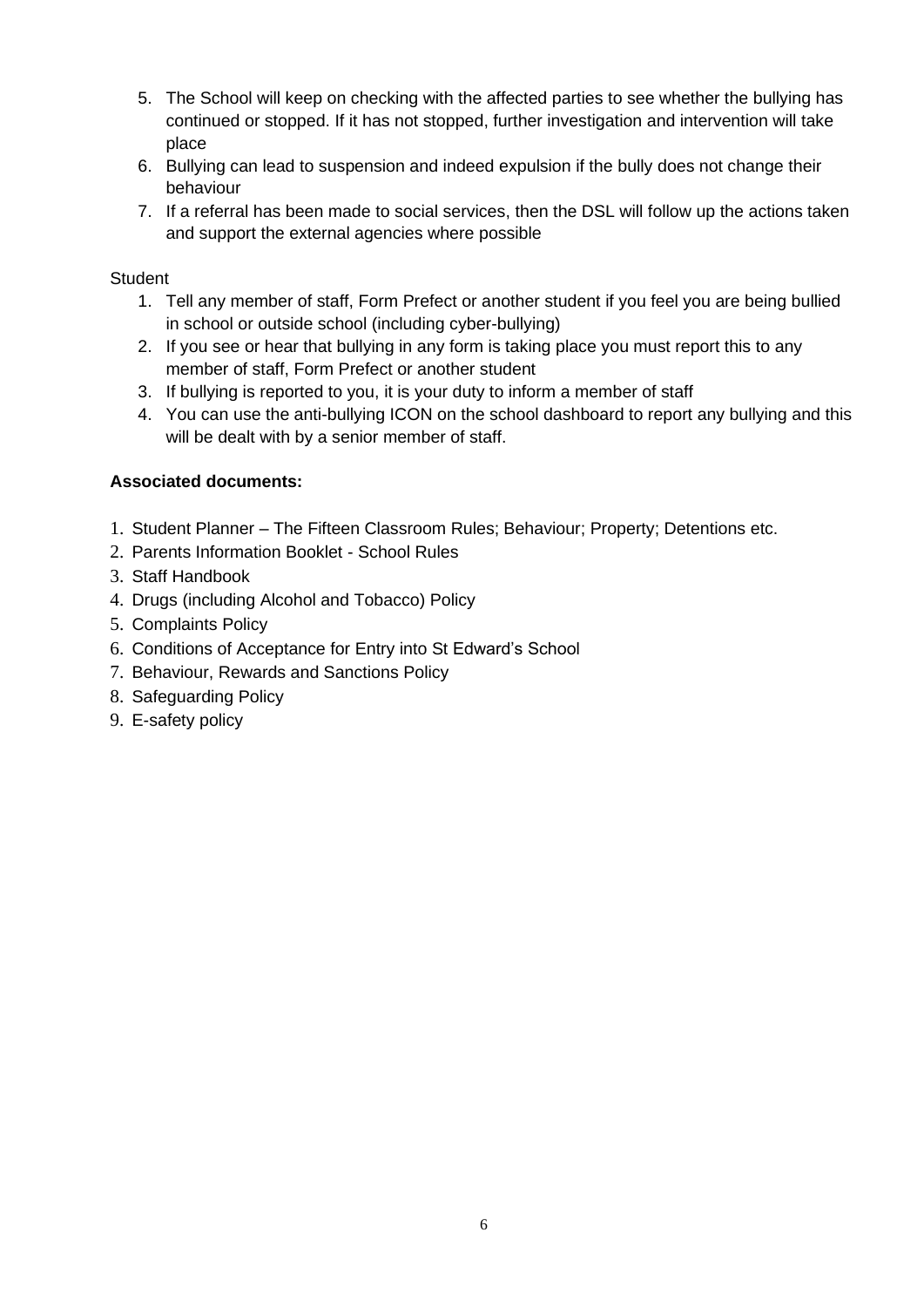5. The School will keep on checking with the affected parties to see whether the bullying has continued or stopped. If it has not stopped, further investigation and intervention will take place
6. Bullying can lead to suspension and indeed expulsion if the bully does not change their behaviour
7. If a referral has been made to social services, then the DSL will follow up the actions taken and support the external agencies where possible

Student

1. Tell any member of staff, Form Prefect or another student if you feel you are being bullied in school or outside school (including cyber-bullying)
2. If you see or hear that bullying in any form is taking place you must report this to any member of staff, Form Prefect or another student
3. If bullying is reported to you, it is your duty to inform a member of staff
4. You can use the anti-bullying ICON on the school dashboard to report any bullying and this will be dealt with by a senior member of staff.

**Associated documents:**

1. Student Planner – The Fifteen Classroom Rules; Behaviour; Property; Detentions etc.
2. Parents Information Booklet - School Rules
3. Staff Handbook
4. Drugs (including Alcohol and Tobacco) Policy
5. Complaints Policy
6. Conditions of Acceptance for Entry into St Edward's School
7. Behaviour, Rewards and Sanctions Policy
8. Safeguarding Policy
9. E-safety policy